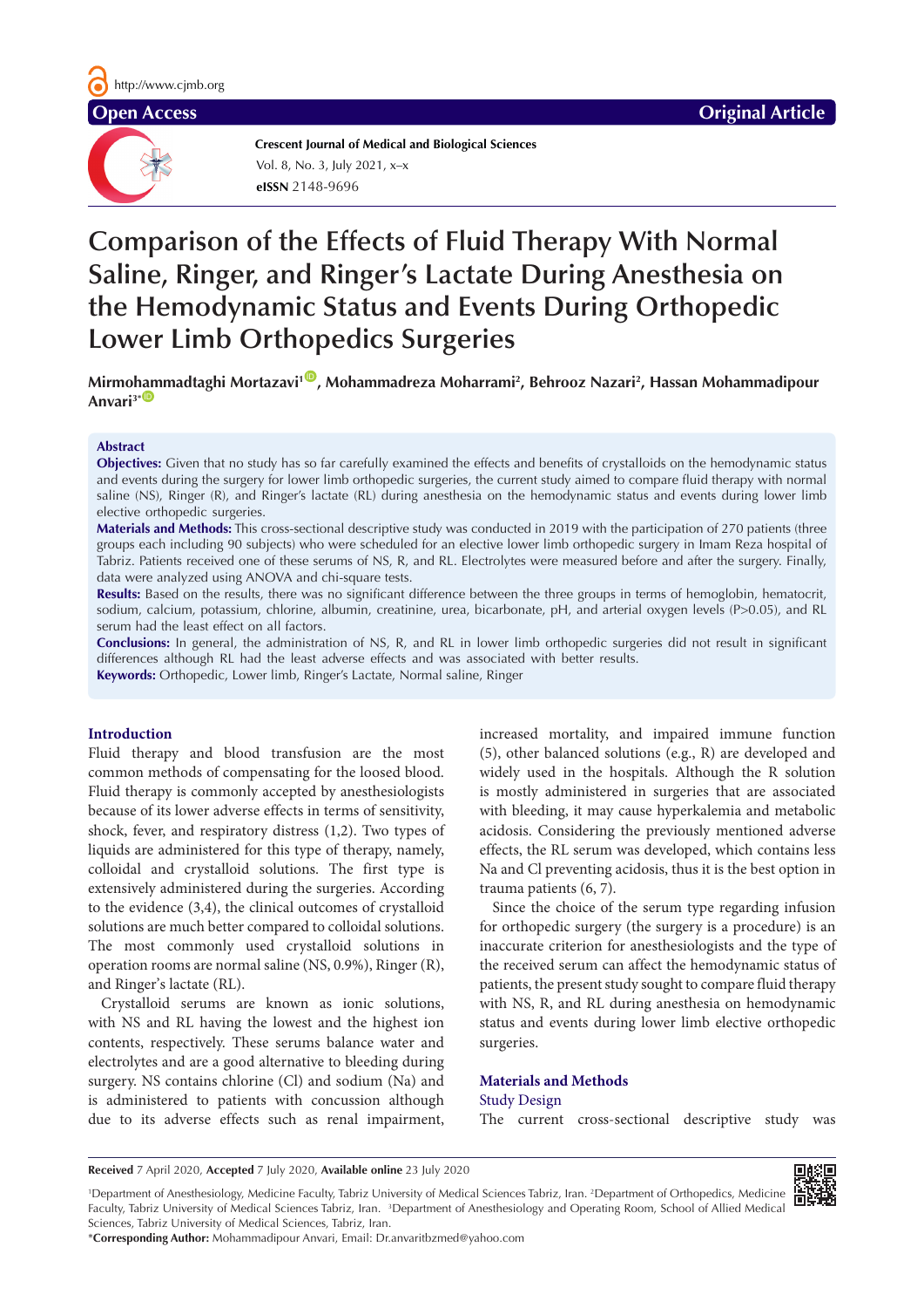Open Access | Original Article

**Crescent Journal of Medical and Biological Sciences**

# Comparison of the Effects of Fluid Therapy With Normal Saline, Ringer, and Ringer's Lactate During Anesthesia on the Hemodynamic Status and Events During Orthopedic Lower Limb Orthopedics Surgeries

**Mirmohammadtaghi Mortazavi[1], Mohammadreza Moharrami[2], Behrooz Nazari[2], Hassan Mohammadipour Anvari[3*]**

## Abstract

**Objectives:** Given that no study has so far carefully examined the effects and benefits of crystalloids on the hemodynamic status and events during the surgery for lower limb orthopedic surgeries, the current study aimed to compare fluid therapy with normal saline (NS), Ringer (R), and Ringer's lactate (RL) during anesthesia on the hemodynamic status and events during lower limb elective orthopedic surgeries.

**Materials and Methods:** This cross-sectional descriptive study was conducted in 2019 with the participation of 270 patients (three groups each including 90 subjects) who were scheduled for an elective lower limb orthopedic surgery in Imam Reza hospital of Tabriz. Patients received one of these serums of NS, R, and RL. Electrolytes were measured before and after the surgery. Finally, data were analyzed using ANOVA and chi-square tests.

**Results:** Based on the results, there was no significant difference between the three groups in terms of hemoglobin, hematocrit, sodium, calcium, potassium, chlorine, albumin, creatinine, urea, bicarbonate, pH, and arterial oxygen levels ($P>0.05$), and RL serum had the least effect on all factors.

**Conclusions:** In general, the administration of NS, R, and RL in lower limb orthopedic surgeries did not result in significant differences although RL had the least adverse effects and was associated with better results.

**Keywords:** Orthopedic, Lower limb, Ringer's Lactate, Normal saline, Ringer

## Introduction

Fluid therapy and blood transfusion are the most common methods of compensating for the loosed blood. Fluid therapy is commonly accepted by anesthesiologists because of its lower adverse effects in terms of sensitivity, shock, fever, and respiratory distress (1,2). Two types of liquids are administered for this type of therapy, namely, colloidal and crystalloid solutions. The first type is extensively administered during the surgeries. According to the evidence (3,4), the clinical outcomes of crystalloid solutions are much better compared to colloidal solutions. The most commonly used crystalloid solutions in operation rooms are normal saline (NS, 0.9%), Ringer (R), and Ringer's lactate (RL).

Crystalloid serums are known as ionic solutions, with NS and RL having the lowest and the highest ion contents, respectively. These serums balance water and electrolytes and are a good alternative to bleeding during surgery. NS contains chlorine (Cl) and sodium (Na) and is administered to patients with concussion although due to its adverse effects such as renal impairment, increased mortality, and impaired immune function (5), other balanced solutions (e.g., R) are developed and widely used in the hospitals. Although the R solution is mostly administered in surgeries that are associated with bleeding, it may cause hyperkalemia and metabolic acidosis. Considering the previously mentioned adverse effects, the RL serum was developed, which contains less Na and Cl preventing acidosis, thus it is the best option in trauma patients (6, 7).

Since the choice of the serum type regarding infusion for orthopedic surgery (the surgery is a procedure) is an inaccurate criterion for anesthesiologists and the type of the received serum can affect the hemodynamic status of patients, the present study sought to compare fluid therapy with NS, R, and RL during anesthesia on hemodynamic status and events during lower limb elective orthopedic surgeries.

## Materials and Methods

### Study Design

The current cross-sectional descriptive study was

---

**Received** 7 April 2020, **Accepted** 7 July 2020, **Available online** 23 July 2020

[1]Department of Anesthesiology, Medicine Faculty, Tabriz University of Medical Sciences Tabriz, Iran. [2]Department of Orthopedics, Medicine Faculty, Tabriz University of Medical Sciences Tabriz, Iran. [3]Department of Anesthesiology and Operating Room, School of Allied Medical Sciences, Tabriz University of Medical Sciences, Tabriz, Iran.

*__Corresponding Author:__ Mohammadipour Anvari, Email: Dr.anvaritbzmed@yahoo.com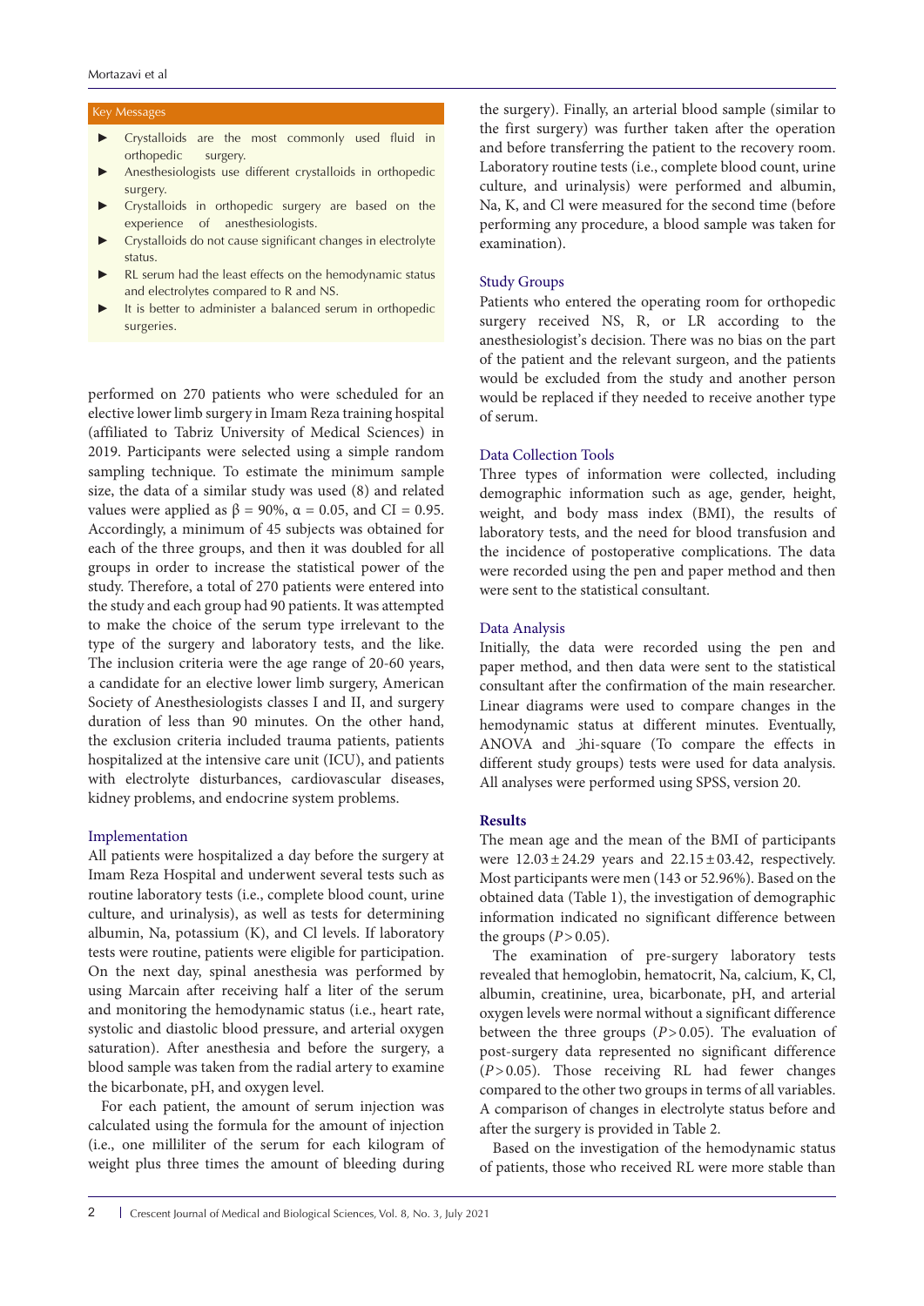## Key Messages

- Crystalloids are the most commonly used fluid in orthopedic surgery.
- Anesthesiologists use different crystalloids in orthopedic surgery.
- Crystalloids in orthopedic surgery are based on the experience of anesthesiologists.
- Crystalloids do not cause significant changes in electrolyte status.
- RL serum had the least effects on the hemodynamic status and electrolytes compared to R and NS.
- It is better to administer a balanced serum in orthopedic surgeries.

performed on 270 patients who were scheduled for an elective lower limb surgery in Imam Reza training hospital (affiliated to Tabriz University of Medical Sciences) in 2019. Participants were selected using a simple random sampling technique. To estimate the minimum sample size, the data of a similar study was used (8) and related values were applied as $\beta = 90\%$, $\alpha = 0.05$, and CI = 0.95. Accordingly, a minimum of 45 subjects was obtained for each of the three groups, and then it was doubled for all groups in order to increase the statistical power of the study. Therefore, a total of 270 patients were entered into the study and each group had 90 patients. It was attempted to make the choice of the serum type irrelevant to the type of the surgery and laboratory tests, and the like. The inclusion criteria were the age range of 20-60 years, a candidate for an elective lower limb surgery, American Society of Anesthesiologists classes I and II, and surgery duration of less than 90 minutes. On the other hand, the exclusion criteria included trauma patients, patients hospitalized at the intensive care unit (ICU), and patients with electrolyte disturbances, cardiovascular diseases, kidney problems, and endocrine system problems.

### Implementation

All patients were hospitalized a day before the surgery at Imam Reza Hospital and underwent several tests such as routine laboratory tests (i.e., complete blood count, urine culture, and urinalysis), as well as tests for determining albumin, Na, potassium (K), and Cl levels. If laboratory tests were routine, patients were eligible for participation. On the next day, spinal anesthesia was performed by using Marcain after receiving half a liter of the serum and monitoring the hemodynamic status (i.e., heart rate, systolic and diastolic blood pressure, and arterial oxygen saturation). After anesthesia and before the surgery, a blood sample was taken from the radial artery to examine the bicarbonate, pH, and oxygen level.

For each patient, the amount of serum injection was calculated using the formula for the amount of injection (i.e., one milliliter of the serum for each kilogram of weight plus three times the amount of bleeding during the surgery). Finally, an arterial blood sample (similar to the first surgery) was further taken after the operation and before transferring the patient to the recovery room. Laboratory routine tests (i.e., complete blood count, urine culture, and urinalysis) were performed and albumin, Na, K, and Cl were measured for the second time (before performing any procedure, a blood sample was taken for examination).

### Study Groups

Patients who entered the operating room for orthopedic surgery received NS, R, or LR according to the anesthesiologist's decision. There was no bias on the part of the patient and the relevant surgeon, and the patients would be excluded from the study and another person would be replaced if they needed to receive another type of serum.

### Data Collection Tools

Three types of information were collected, including demographic information such as age, gender, height, weight, and body mass index (BMI), the results of laboratory tests, and the need for blood transfusion and the incidence of postoperative complications. The data were recorded using the pen and paper method and then were sent to the statistical consultant.

### Data Analysis

Initially, the data were recorded using the pen and paper method, and then data were sent to the statistical consultant after the confirmation of the main researcher. Linear diagrams were used to compare changes in the hemodynamic status at different minutes. Eventually, ANOVA and ژhi-square (To compare the effects in different study groups) tests were used for data analysis. All analyses were performed using SPSS, version 20.

## Results

The mean age and the mean of the BMI of participants were 12.03 ± 24.29 years and 22.15 ± 03.42, respectively. Most participants were men (143 or 52.96%). Based on the obtained data (Table 1), the investigation of demographic information indicated no significant difference between the groups ($P > 0.05$).

The examination of pre-surgery laboratory tests revealed that hemoglobin, hematocrit, Na, calcium, K, Cl, albumin, creatinine, urea, bicarbonate, pH, and arterial oxygen levels were normal without a significant difference between the three groups ($P > 0.05$). The evaluation of post-surgery data represented no significant difference ($P > 0.05$). Those receiving RL had fewer changes compared to the other two groups in terms of all variables. A comparison of changes in electrolyte status before and after the surgery is provided in Table 2.

Based on the investigation of the hemodynamic status of patients, those who received RL were more stable than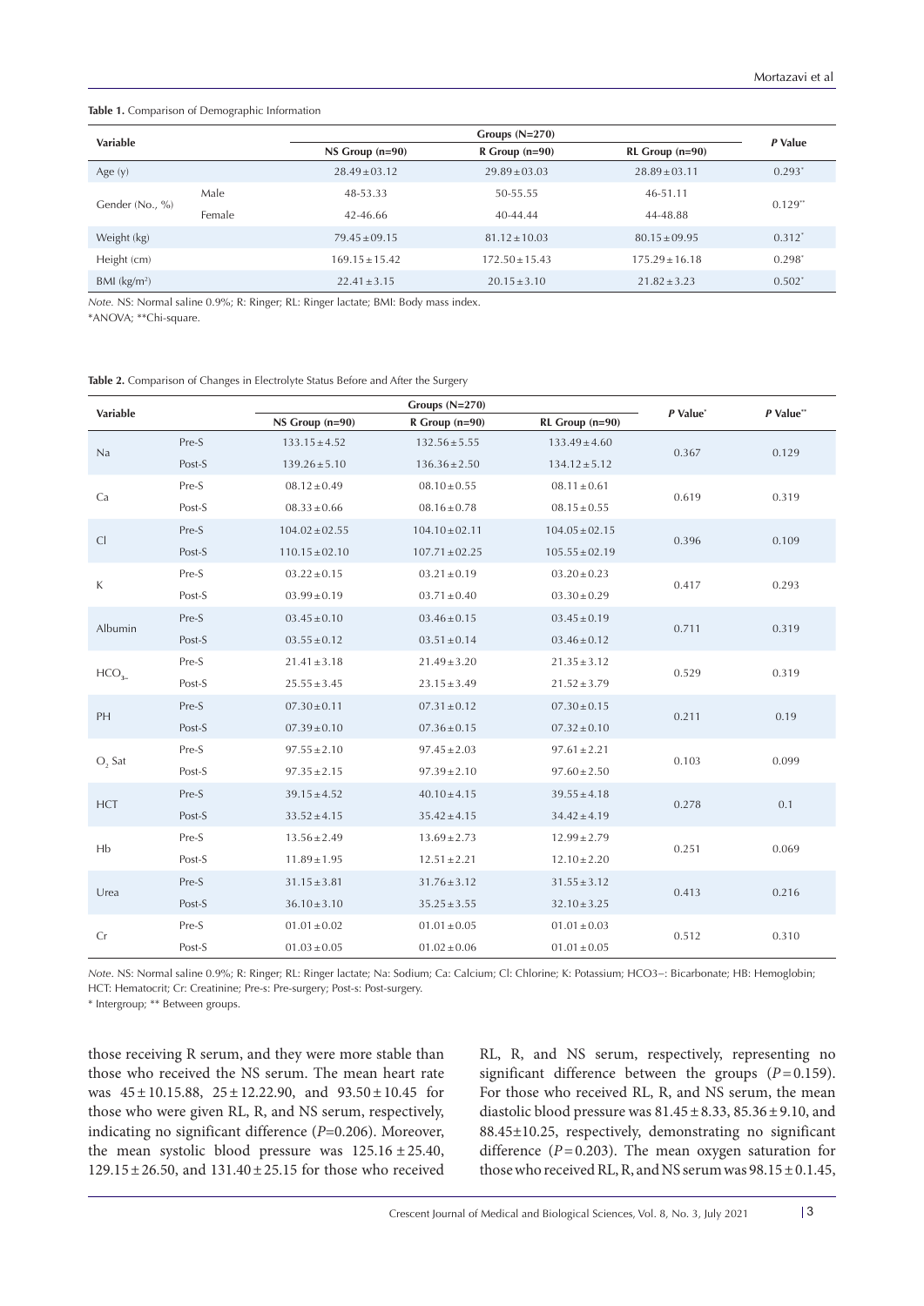**Table 1.** Comparison of Demographic Information

| Variable | | Groups (N=270) | | | *P* Value |
|---|---|---|---|---|---|
| | | NS Group (n=90) | R Group (n=90) | RL Group (n=90) | |
| Age (y) | | 28.49±03.12 | 29.89±03.03 | 28.89±03.11 | 0.293* |
| Gender (No., %) | Male | 48-53.33 | 50-55.55 | 46-51.11 | 0.129** |
| | Female | 42-46.66 | 40-44.44 | 44-48.88 | |
| Weight (kg) | | 79.45±09.15 | 81.12±10.03 | 80.15±09.95 | 0.312* |
| Height (cm) | | 169.15±15.42 | 172.50±15.43 | 175.29±16.18 | 0.298* |
| BMI ($kg/m^2$) | | 22.41±3.15 | 20.15±3.10 | 21.82±3.23 | 0.502* |

*Note*. NS: Normal saline 0.9%; R: Ringer; RL: Ringer lactate; BMI: Body mass index.
*ANOVA; **Chi-square.

**Table 2.** Comparison of Changes in Electrolyte Status Before and After the Surgery

| Variable | | Groups (N=270) | | | *P* Value* | *P* Value** |
|---|---|---|---|---|---|---|
| | | NS Group (n=90) | R Group (n=90) | RL Group (n=90) | | |
| Na | Pre-S | 133.15±4.52 | 132.56±5.55 | 133.49±4.60 | 0.367 | 0.129 |
| | Post-S | 139.26±5.10 | 136.36±2.50 | 134.12±5.12 | | |
| Ca | Pre-S | 08.12±0.49 | 08.10±0.55 | 08.11±0.61 | 0.619 | 0.319 |
| | Post-S | 08.33±0.66 | 08.16±0.78 | 08.15±0.55 | | |
| Cl | Pre-S | 104.02±02.55 | 104.10±02.11 | 104.05±02.15 | 0.396 | 0.109 |
| | Post-S | 110.15±02.10 | 107.71±02.25 | 105.55±02.19 | | |
| K | Pre-S | 03.22±0.15 | 03.21±0.19 | 03.20±0.23 | 0.417 | 0.293 |
| | Post-S | 03.99±0.19 | 03.71±0.40 | 03.30±0.29 | | |
| Albumin | Pre-S | 03.45±0.10 | 03.46±0.15 | 03.45±0.19 | 0.711 | 0.319 |
| | Post-S | 03.55±0.12 | 03.51±0.14 | 03.46±0.12 | | |
| $HCO_{3-}$ | Pre-S | 21.41±3.18 | 21.49±3.20 | 21.35±3.12 | 0.529 | 0.319 |
| | Post-S | 25.55±3.45 | 23.15±3.49 | 21.52±3.79 | | |
| PH | Pre-S | 07.30±0.11 | 07.31±0.12 | 07.30±0.15 | 0.211 | 0.19 |
| | Post-S | 07.39±0.10 | 07.36±0.15 | 07.32±0.10 | | |
| $O_2$ Sat | Pre-S | 97.55±2.10 | 97.45±2.03 | 97.61±2.21 | 0.103 | 0.099 |
| | Post-S | 97.35±2.15 | 97.39±2.10 | 97.60±2.50 | | |
| HCT | Pre-S | 39.15±4.52 | 40.10±4.15 | 39.55±4.18 | 0.278 | 0.1 |
| | Post-S | 33.52±4.15 | 35.42±4.15 | 34.42±4.19 | | |
| Hb | Pre-S | 13.56±2.49 | 13.69±2.73 | 12.99±2.79 | 0.251 | 0.069 |
| | Post-S | 11.89±1.95 | 12.51±2.21 | 12.10±2.20 | | |
| Urea | Pre-S | 31.15±3.81 | 31.76±3.12 | 31.55±3.12 | 0.413 | 0.216 |
| | Post-S | 36.10±3.10 | 35.25±3.55 | 32.10±3.25 | | |
| Cr | Pre-S | 01.01±0.02 | 01.01±0.05 | 01.01±0.03 | 0.512 | 0.310 |
| | Post-S | 01.03±0.05 | 01.02±0.06 | 01.01±0.05 | | |

*Note*. NS: Normal saline 0.9%; R: Ringer; RL: Ringer lactate; Na: Sodium; Ca: Calcium; Cl: Chlorine; K: Potassium; HCO3−: Bicarbonate; HB: Hemoglobin; HCT: Hematocrit; Cr: Creatinine; Pre-s: Pre-surgery; Post-s: Post-surgery.
* Intergroup; ** Between groups.

those receiving R serum, and they were more stable than those who received the NS serum. The mean heart rate was 45±10.15.88, 25±12.22.90, and 93.50±10.45 for those who were given RL, R, and NS serum, respectively, indicating no significant difference (*P*=0.206). Moreover, the mean systolic blood pressure was 125.16±25.40, 129.15±26.50, and 131.40±25.15 for those who received RL, R, and NS serum, respectively, representing no significant difference between the groups (*P*=0.159). For those who received RL, R, and NS serum, the mean diastolic blood pressure was 81.45±8.33, 85.36±9.10, and 88.45±10.25, respectively, demonstrating no significant difference (*P*=0.203). The mean oxygen saturation for those who received RL, R, and NS serum was 98.15±0.1.45,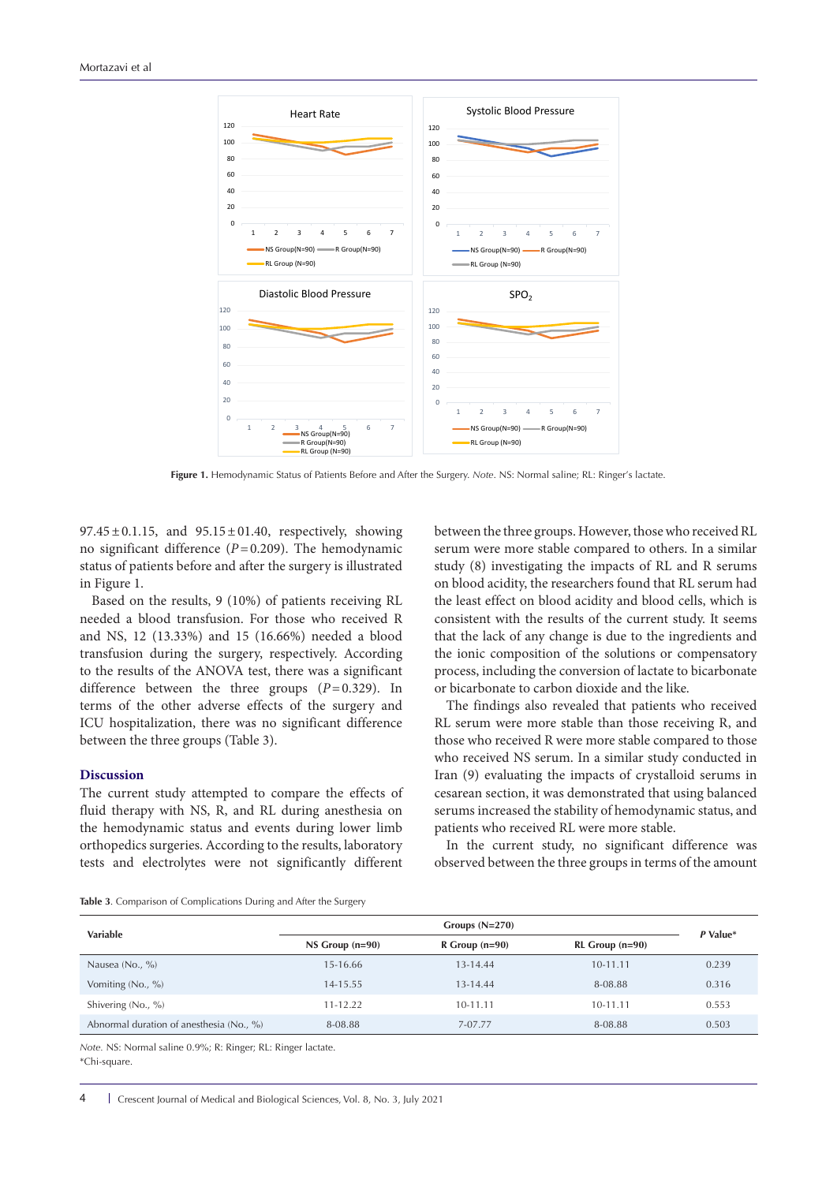Figure 1. Hemodynamic Status of Patients Before and After the Surgery. *Note*. NS: Normal saline; RL: Ringer's lactate.

97.45 ± 0.1.15, and 95.15 ± 01.40, respectively, showing no significant difference ($P$ = 0.209). The hemodynamic status of patients before and after the surgery is illustrated in Figure 1.

Based on the results, 9 (10%) of patients receiving RL needed a blood transfusion. For those who received R and NS, 12 (13.33%) and 15 (16.66%) needed a blood transfusion during the surgery, respectively. According to the results of the ANOVA test, there was a significant difference between the three groups ($P$ = 0.329). In terms of the other adverse effects of the surgery and ICU hospitalization, there was no significant difference between the three groups (Table 3).

## Discussion

The current study attempted to compare the effects of fluid therapy with NS, R, and RL during anesthesia on the hemodynamic status and events during lower limb orthopedics surgeries. According to the results, laboratory tests and electrolytes were not significantly different between the three groups. However, those who received RL serum were more stable compared to others. In a similar study (8) investigating the impacts of RL and R serums on blood acidity, the researchers found that RL serum had the least effect on blood acidity and blood cells, which is consistent with the results of the current study. It seems that the lack of any change is due to the ingredients and the ionic composition of the solutions or compensatory process, including the conversion of lactate to bicarbonate or bicarbonate to carbon dioxide and the like.

The findings also revealed that patients who received RL serum were more stable than those receiving R, and those who received R were more stable compared to those who received NS serum. In a similar study conducted in Iran (9) evaluating the impacts of crystalloid serums in cesarean section, it was demonstrated that using balanced serums increased the stability of hemodynamic status, and patients who received RL were more stable.

In the current study, no significant difference was observed between the three groups in terms of the amount

**Table 3**. Comparison of Complications During and After the Surgery

| Variable | Groups (N=270) | | | *P* Value* |
|---|---|---|---|---|
| | NS Group (n=90) | R Group (n=90) | RL Group (n=90) | |
| Nausea (No., %) | 15-16.66 | 13-14.44 | 10-11.11 | 0.239 |
| Vomiting (No., %) | 14-15.55 | 13-14.44 | 8-08.88 | 0.316 |
| Shivering (No., %) | 11-12.22 | 10-11.11 | 10-11.11 | 0.553 |
| Abnormal duration of anesthesia (No., %) | 8-08.88 | 7-07.77 | 8-08.88 | 0.503 |

*Note*. NS: Normal saline 0.9%; R: Ringer; RL: Ringer lactate.
*Chi-square.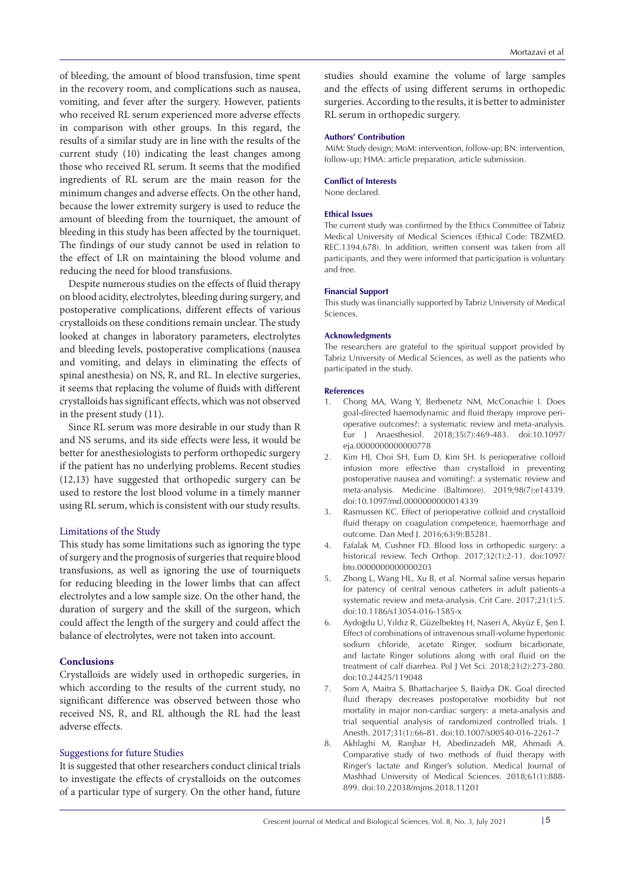of bleeding, the amount of blood transfusion, time spent in the recovery room, and complications such as nausea, vomiting, and fever after the surgery. However, patients who received RL serum experienced more adverse effects in comparison with other groups. In this regard, the results of a similar study are in line with the results of the current study (10) indicating the least changes among those who received RL serum. It seems that the modified ingredients of RL serum are the main reason for the minimum changes and adverse effects. On the other hand, because the lower extremity surgery is used to reduce the amount of bleeding from the tourniquet, the amount of bleeding in this study has been affected by the tourniquet. The findings of our study cannot be used in relation to the effect of LR on maintaining the blood volume and reducing the need for blood transfusions.

Despite numerous studies on the effects of fluid therapy on blood acidity, electrolytes, bleeding during surgery, and postoperative complications, different effects of various crystalloids on these conditions remain unclear. The study looked at changes in laboratory parameters, electrolytes and bleeding levels, postoperative complications (nausea and vomiting, and delays in eliminating the effects of spinal anesthesia) on NS, R, and RL. In elective surgeries, it seems that replacing the volume of fluids with different crystalloids has significant effects, which was not observed in the present study (11).

Since RL serum was more desirable in our study than R and NS serums, and its side effects were less, it would be better for anesthesiologists to perform orthopedic surgery if the patient has no underlying problems. Recent studies (12,13) have suggested that orthopedic surgery can be used to restore the lost blood volume in a timely manner using RL serum, which is consistent with our study results.

### Limitations of the Study

This study has some limitations such as ignoring the type of surgery and the prognosis of surgeries that require blood transfusions, as well as ignoring the use of tourniquets for reducing bleeding in the lower limbs that can affect electrolytes and a low sample size. On the other hand, the duration of surgery and the skill of the surgeon, which could affect the length of the surgery and could affect the balance of electrolytes, were not taken into account.

## Conclusions

Crystalloids are widely used in orthopedic surgeries, in which according to the results of the current study, no significant difference was observed between those who received NS, R, and RL although the RL had the least adverse effects.

### Suggestions for future Studies

It is suggested that other researchers conduct clinical trials to investigate the effects of crystalloids on the outcomes of a particular type of surgery. On the other hand, future studies should examine the volume of large samples and the effects of using different serums in orthopedic surgeries. According to the results, it is better to administer RL serum in orthopedic surgery.

#### Authors' Contribution

MiM: Study design; MoM: intervention, follow-up; BN: intervention, follow-up; HMA: article preparation, article submission.

#### Conflict of Interests

None declared.

#### Ethical Issues

The current study was confirmed by the Ethics Committee of Tabriz Medical University of Medical Sciences (Ethical Code: TBZMED. REC.1394.678). In addition, written consent was taken from all participants, and they were informed that participation is voluntary and free.

#### Financial Support

This study was financially supported by Tabriz University of Medical Sciences.

#### Acknowledgments

The researchers are grateful to the spiritual support provided by Tabriz University of Medical Sciences, as well as the patients who participated in the study.

#### References

1. Chong MA, Wang Y, Berbenetz NM, McConachie I. Does goal-directed haemodynamic and fluid therapy improve perioperative outcomes?: a systematic review and meta-analysis. Eur J Anaesthesiol. 2018;35(7):469-483. doi:10.1097/eja.0000000000000778
2. Kim HJ, Choi SH, Eum D, Kim SH. Is perioperative colloid infusion more effective than crystalloid in preventing postoperative nausea and vomiting?: a systematic review and meta-analysis. Medicine (Baltimore). 2019;98(7):e14339. doi:10.1097/md.0000000000014339
3. Rasmussen KC. Effect of perioperative colloid and crystalloid fluid therapy on coagulation competence, haemorrhage and outcome. Dan Med J. 2016;63(9):B5281.
4. Fafalak M, Cushner FD. Blood loss in orthopedic surgery: a historical review. Tech Orthop. 2017;32(1):2-11. doi:1097/bto.0000000000000203
5. Zhong L, Wang HL, Xu B, et al. Normal saline versus heparin for patency of central venous catheters in adult patients-a systematic review and meta-analysis. Crit Care. 2017;21(1):5. doi:10.1186/s13054-016-1585-x
6. Aydoğdu U, Yıldız R, Güzelbekteş H, Naseri A, Akyüz E, Şen İ. Effect of combinations of intravenous small-volume hypertonic sodium chloride, acetate Ringer, sodium bicarbonate, and lactate Ringer solutions along with oral fluid on the treatment of calf diarrhea. Pol J Vet Sci. 2018;21(2):273-280. doi:10.24425/119048
7. Som A, Maitra S, Bhattacharjee S, Baidya DK. Goal directed fluid therapy decreases postoperative morbidity but not mortality in major non-cardiac surgery: a meta-analysis and trial sequential analysis of randomized controlled trials. J Anesth. 2017;31(1):66-81. doi:10.1007/s00540-016-2261-7
8. Akhlaghi M, Ranjbar H, Abedinzadeh MR, Ahmadi A. Comparative study of two methods of fluid therapy with Ringer's lactate and Ringer's solution. Medical Journal of Mashhad University of Medical Sciences. 2018;61(1):888-899. doi:10.22038/mjms.2018.11201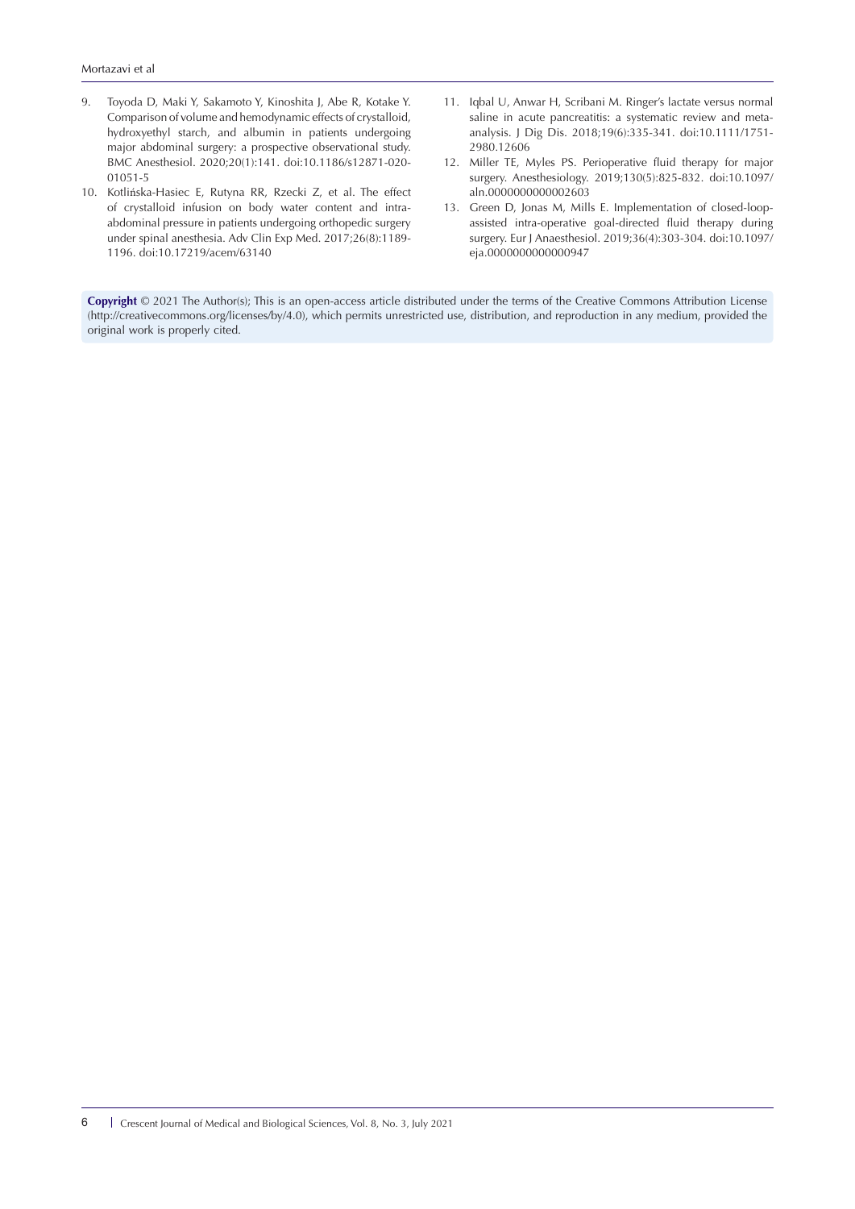9. Toyoda D, Maki Y, Sakamoto Y, Kinoshita J, Abe R, Kotake Y. Comparison of volume and hemodynamic effects of crystalloid, hydroxyethyl starch, and albumin in patients undergoing major abdominal surgery: a prospective observational study. BMC Anesthesiol. 2020;20(1):141. doi:10.1186/s12871-020-01051-5
10. Kotlińska-Hasiec E, Rutyna RR, Rzecki Z, et al. The effect of crystalloid infusion on body water content and intra-abdominal pressure in patients undergoing orthopedic surgery under spinal anesthesia. Adv Clin Exp Med. 2017;26(8):1189-1196. doi:10.17219/acem/63140
11. Iqbal U, Anwar H, Scribani M. Ringer's lactate versus normal saline in acute pancreatitis: a systematic review and meta-analysis. J Dig Dis. 2018;19(6):335-341. doi:10.1111/1751-2980.12606
12. Miller TE, Myles PS. Perioperative fluid therapy for major surgery. Anesthesiology. 2019;130(5):825-832. doi:10.1097/aln.0000000000002603
13. Green D, Jonas M, Mills E. Implementation of closed-loop-assisted intra-operative goal-directed fluid therapy during surgery. Eur J Anaesthesiol. 2019;36(4):303-304. doi:10.1097/eja.0000000000000947

**Copyright** © 2021 The Author(s); This is an open-access article distributed under the terms of the Creative Commons Attribution License (http://creativecommons.org/licenses/by/4.0), which permits unrestricted use, distribution, and reproduction in any medium, provided the original work is properly cited.